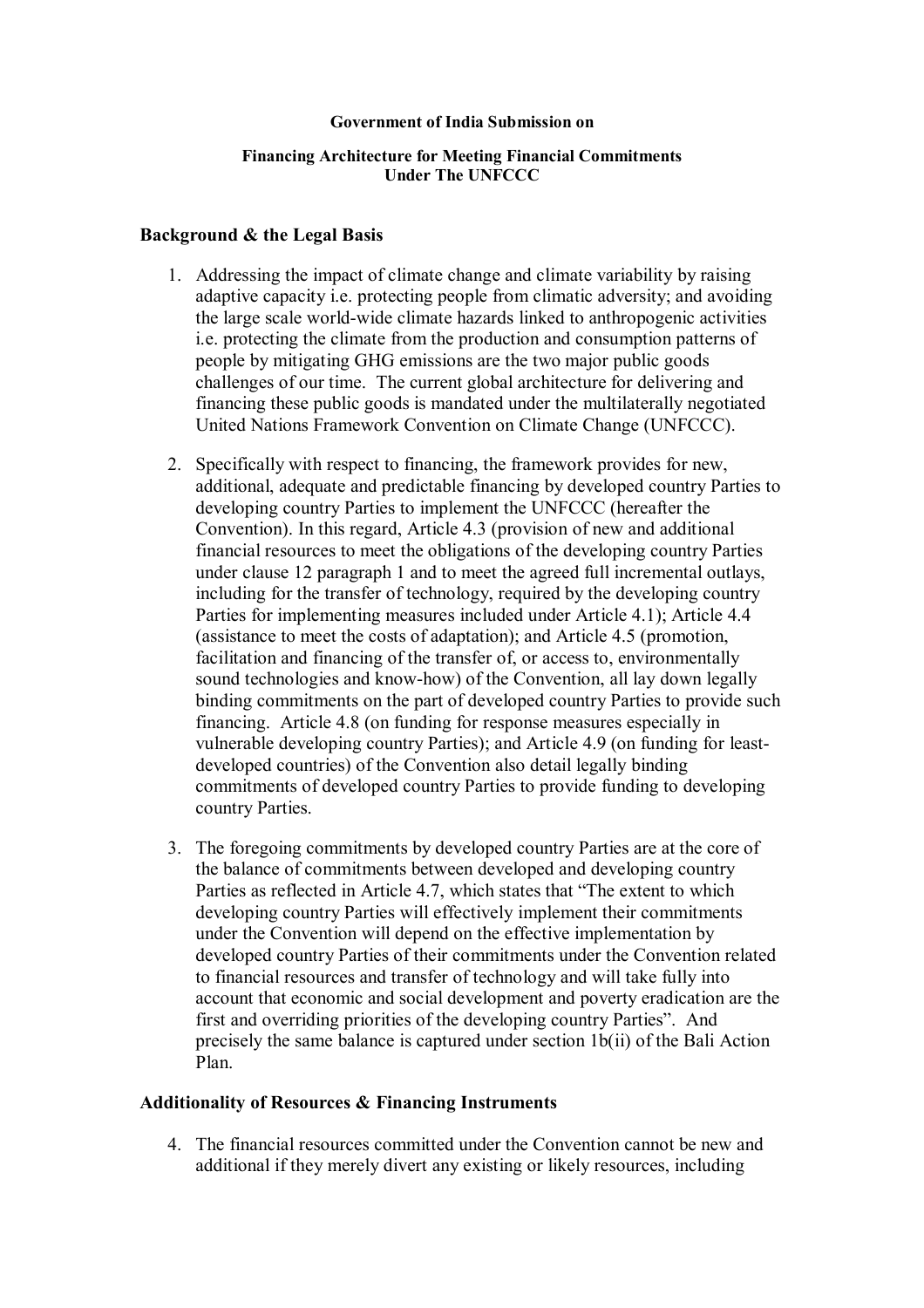**Government of India Submission on**

**Financing Architecture for Meeting Financial Commitments Under The UNFCCC**

## Background & the Legal Basis

1. Addressing the impact of climate change and climate variability by raising adaptive capacity i.e. protecting people from climatic adversity; and avoiding the large scale world-wide climate hazards linked to anthropogenic activities i.e. protecting the climate from the production and consumption patterns of people by mitigating GHG emissions are the two major public goods challenges of our time. The current global architecture for delivering and financing these public goods is mandated under the multilaterally negotiated United Nations Framework Convention on Climate Change (UNFCCC).

2. Specifically with respect to financing, the framework provides for new, additional, adequate and predictable financing by developed country Parties to developing country Parties to implement the UNFCCC (hereafter the Convention). In this regard, Article 4.3 (provision of new and additional financial resources to meet the obligations of the developing country Parties under clause 12 paragraph 1 and to meet the agreed full incremental outlays, including for the transfer of technology, required by the developing country Parties for implementing measures included under Article 4.1); Article 4.4 (assistance to meet the costs of adaptation); and Article 4.5 (promotion, facilitation and financing of the transfer of, or access to, environmentally sound technologies and know-how) of the Convention, all lay down legally binding commitments on the part of developed country Parties to provide such financing. Article 4.8 (on funding for response measures especially in vulnerable developing country Parties); and Article 4.9 (on funding for least-developed countries) of the Convention also detail legally binding commitments of developed country Parties to provide funding to developing country Parties.

3. The foregoing commitments by developed country Parties are at the core of the balance of commitments between developed and developing country Parties as reflected in Article 4.7, which states that "The extent to which developing country Parties will effectively implement their commitments under the Convention will depend on the effective implementation by developed country Parties of their commitments under the Convention related to financial resources and transfer of technology and will take fully into account that economic and social development and poverty eradication are the first and overriding priorities of the developing country Parties". And precisely the same balance is captured under section 1b(ii) of the Bali Action Plan.

## Additionality of Resources & Financing Instruments

4. The financial resources committed under the Convention cannot be new and additional if they merely divert any existing or likely resources, including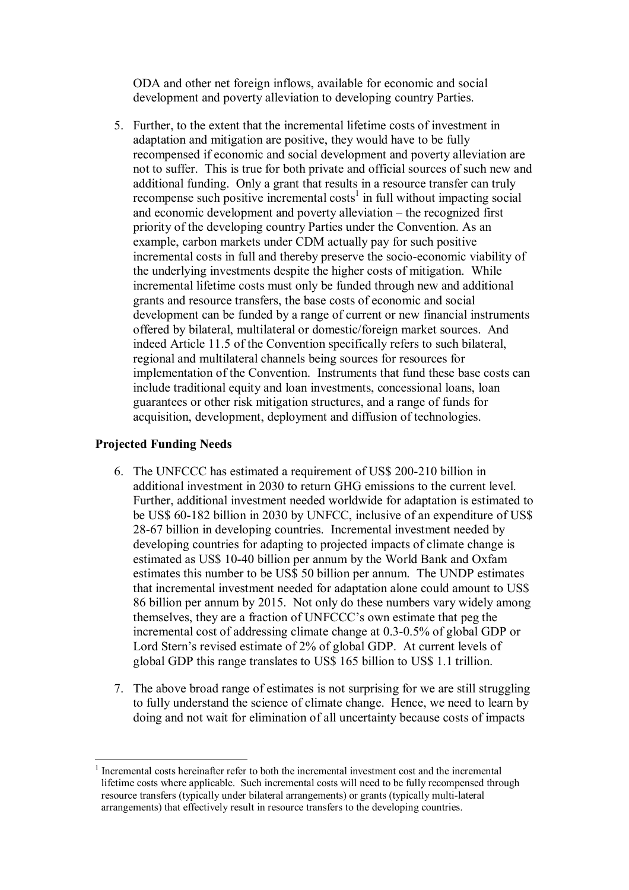ODA and other net foreign inflows, available for economic and social development and poverty alleviation to developing country Parties.

5. Further, to the extent that the incremental lifetime costs of investment in adaptation and mitigation are positive, they would have to be fully recompensed if economic and social development and poverty alleviation are not to suffer. This is true for both private and official sources of such new and additional funding. Only a grant that results in a resource transfer can truly recompense such positive incremental costs[1] in full without impacting social and economic development and poverty alleviation – the recognized first priority of the developing country Parties under the Convention. As an example, carbon markets under CDM actually pay for such positive incremental costs in full and thereby preserve the socio-economic viability of the underlying investments despite the higher costs of mitigation. While incremental lifetime costs must only be funded through new and additional grants and resource transfers, the base costs of economic and social development can be funded by a range of current or new financial instruments offered by bilateral, multilateral or domestic/foreign market sources. And indeed Article 11.5 of the Convention specifically refers to such bilateral, regional and multilateral channels being sources for resources for implementation of the Convention. Instruments that fund these base costs can include traditional equity and loan investments, concessional loans, loan guarantees or other risk mitigation structures, and a range of funds for acquisition, development, deployment and diffusion of technologies.

**Projected Funding Needs**

6. The UNFCCC has estimated a requirement of US$ 200-210 billion in additional investment in 2030 to return GHG emissions to the current level. Further, additional investment needed worldwide for adaptation is estimated to be US$ 60-182 billion in 2030 by UNFCC, inclusive of an expenditure of US$ 28-67 billion in developing countries. Incremental investment needed by developing countries for adapting to projected impacts of climate change is estimated as US$ 10-40 billion per annum by the World Bank and Oxfam estimates this number to be US$ 50 billion per annum. The UNDP estimates that incremental investment needed for adaptation alone could amount to US$ 86 billion per annum by 2015. Not only do these numbers vary widely among themselves, they are a fraction of UNFCCC's own estimate that peg the incremental cost of addressing climate change at 0.3-0.5% of global GDP or Lord Stern's revised estimate of 2% of global GDP. At current levels of global GDP this range translates to US$ 165 billion to US$ 1.1 trillion.

7. The above broad range of estimates is not surprising for we are still struggling to fully understand the science of climate change. Hence, we need to learn by doing and not wait for elimination of all uncertainty because costs of impacts

---

[1] Incremental costs hereinafter refer to both the incremental investment cost and the incremental lifetime costs where applicable. Such incremental costs will need to be fully recompensed through resource transfers (typically under bilateral arrangements) or grants (typically multi-lateral arrangements) that effectively result in resource transfers to the developing countries.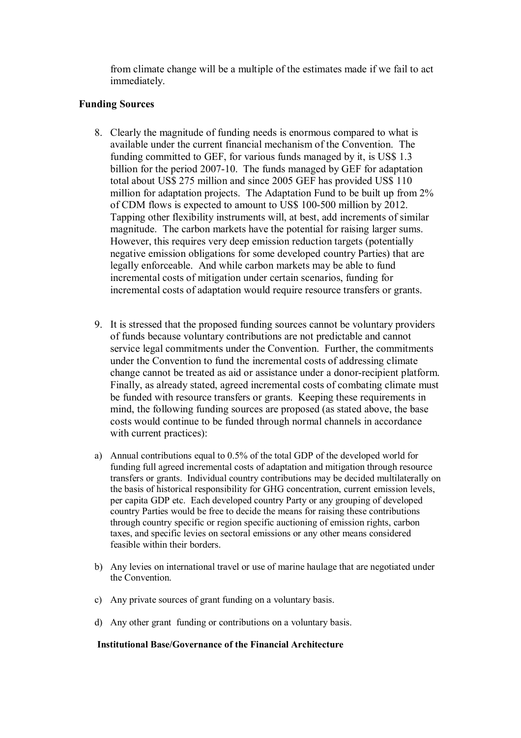from climate change will be a multiple of the estimates made if we fail to act immediately.

**Funding Sources**

8. Clearly the magnitude of funding needs is enormous compared to what is available under the current financial mechanism of the Convention. The funding committed to GEF, for various funds managed by it, is US$ 1.3 billion for the period 2007-10. The funds managed by GEF for adaptation total about US$ 275 million and since 2005 GEF has provided US$ 110 million for adaptation projects. The Adaptation Fund to be built up from 2% of CDM flows is expected to amount to US$ 100-500 million by 2012. Tapping other flexibility instruments will, at best, add increments of similar magnitude. The carbon markets have the potential for raising larger sums. However, this requires very deep emission reduction targets (potentially negative emission obligations for some developed country Parties) that are legally enforceable. And while carbon markets may be able to fund incremental costs of mitigation under certain scenarios, funding for incremental costs of adaptation would require resource transfers or grants.

9. It is stressed that the proposed funding sources cannot be voluntary providers of funds because voluntary contributions are not predictable and cannot service legal commitments under the Convention. Further, the commitments under the Convention to fund the incremental costs of addressing climate change cannot be treated as aid or assistance under a donor-recipient platform. Finally, as already stated, agreed incremental costs of combating climate must be funded with resource transfers or grants. Keeping these requirements in mind, the following funding sources are proposed (as stated above, the base costs would continue to be funded through normal channels in accordance with current practices):

a) Annual contributions equal to 0.5% of the total GDP of the developed world for funding full agreed incremental costs of adaptation and mitigation through resource transfers or grants. Individual country contributions may be decided multilaterally on the basis of historical responsibility for GHG concentration, current emission levels, per capita GDP etc. Each developed country Party or any grouping of developed country Parties would be free to decide the means for raising these contributions through country specific or region specific auctioning of emission rights, carbon taxes, and specific levies on sectoral emissions or any other means considered feasible within their borders.

b) Any levies on international travel or use of marine haulage that are negotiated under the Convention.

c) Any private sources of grant funding on a voluntary basis.

d) Any other grant funding or contributions on a voluntary basis.

**Institutional Base/Governance of the Financial Architecture**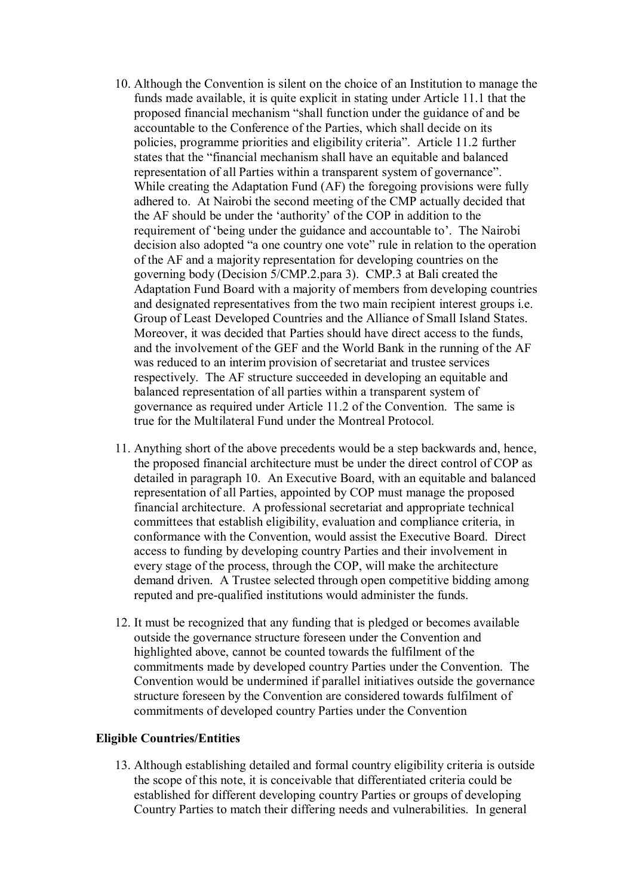10. Although the Convention is silent on the choice of an Institution to manage the funds made available, it is quite explicit in stating under Article 11.1 that the proposed financial mechanism "shall function under the guidance of and be accountable to the Conference of the Parties, which shall decide on its policies, programme priorities and eligibility criteria". Article 11.2 further states that the "financial mechanism shall have an equitable and balanced representation of all Parties within a transparent system of governance". While creating the Adaptation Fund (AF) the foregoing provisions were fully adhered to. At Nairobi the second meeting of the CMP actually decided that the AF should be under the 'authority' of the COP in addition to the requirement of 'being under the guidance and accountable to'. The Nairobi decision also adopted "a one country one vote" rule in relation to the operation of the AF and a majority representation for developing countries on the governing body (Decision 5/CMP.2.para 3). CMP.3 at Bali created the Adaptation Fund Board with a majority of members from developing countries and designated representatives from the two main recipient interest groups i.e. Group of Least Developed Countries and the Alliance of Small Island States. Moreover, it was decided that Parties should have direct access to the funds, and the involvement of the GEF and the World Bank in the running of the AF was reduced to an interim provision of secretariat and trustee services respectively. The AF structure succeeded in developing an equitable and balanced representation of all parties within a transparent system of governance as required under Article 11.2 of the Convention. The same is true for the Multilateral Fund under the Montreal Protocol.

11. Anything short of the above precedents would be a step backwards and, hence, the proposed financial architecture must be under the direct control of COP as detailed in paragraph 10. An Executive Board, with an equitable and balanced representation of all Parties, appointed by COP must manage the proposed financial architecture. A professional secretariat and appropriate technical committees that establish eligibility, evaluation and compliance criteria, in conformance with the Convention, would assist the Executive Board. Direct access to funding by developing country Parties and their involvement in every stage of the process, through the COP, will make the architecture demand driven. A Trustee selected through open competitive bidding among reputed and pre-qualified institutions would administer the funds.

12. It must be recognized that any funding that is pledged or becomes available outside the governance structure foreseen under the Convention and highlighted above, cannot be counted towards the fulfilment of the commitments made by developed country Parties under the Convention. The Convention would be undermined if parallel initiatives outside the governance structure foreseen by the Convention are considered towards fulfilment of commitments of developed country Parties under the Convention

**Eligible Countries/Entities**

13. Although establishing detailed and formal country eligibility criteria is outside the scope of this note, it is conceivable that differentiated criteria could be established for different developing country Parties or groups of developing Country Parties to match their differing needs and vulnerabilities. In general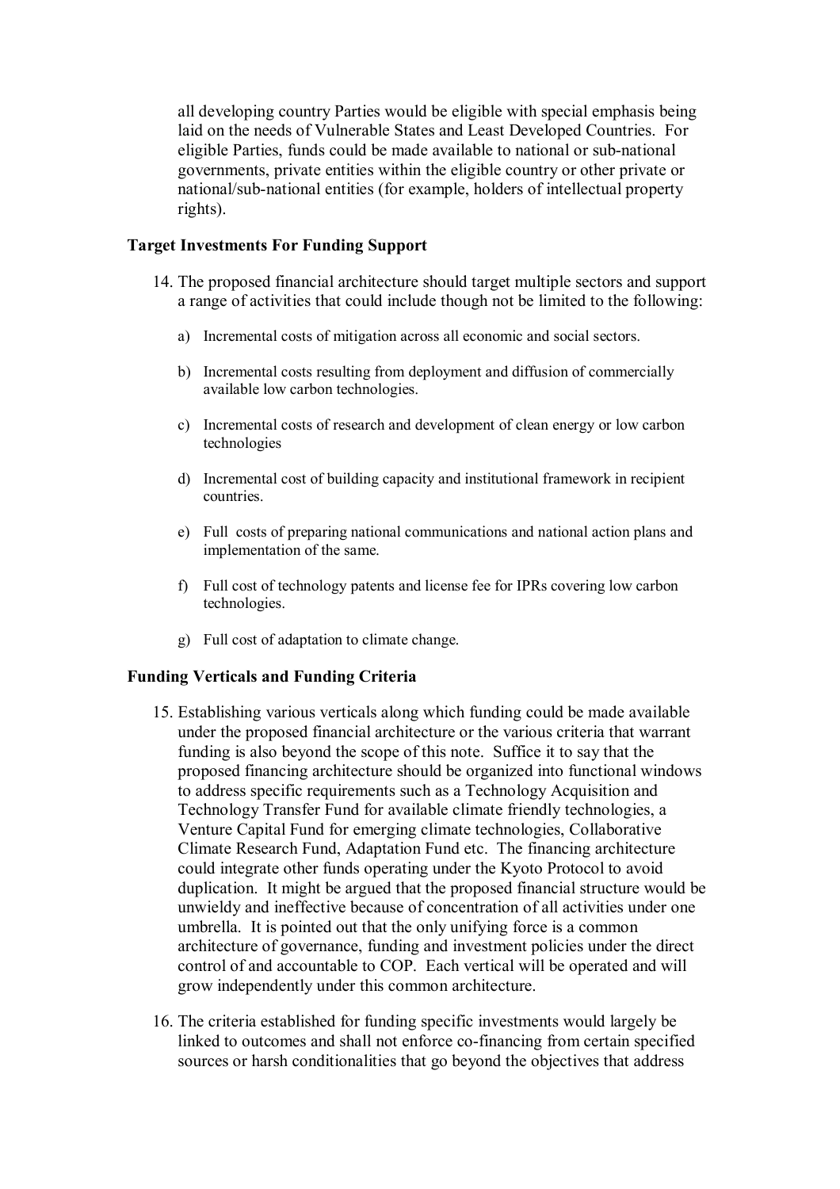all developing country Parties would be eligible with special emphasis being laid on the needs of Vulnerable States and Least Developed Countries. For eligible Parties, funds could be made available to national or sub-national governments, private entities within the eligible country or other private or national/sub-national entities (for example, holders of intellectual property rights).

**Target Investments For Funding Support**

14. The proposed financial architecture should target multiple sectors and support a range of activities that could include though not be limited to the following:

    a) Incremental costs of mitigation across all economic and social sectors.

    b) Incremental costs resulting from deployment and diffusion of commercially available low carbon technologies.

    c) Incremental costs of research and development of clean energy or low carbon technologies

    d) Incremental cost of building capacity and institutional framework in recipient countries.

    e) Full costs of preparing national communications and national action plans and implementation of the same.

    f) Full cost of technology patents and license fee for IPRs covering low carbon technologies.

    g) Full cost of adaptation to climate change.

**Funding Verticals and Funding Criteria**

15. Establishing various verticals along which funding could be made available under the proposed financial architecture or the various criteria that warrant funding is also beyond the scope of this note. Suffice it to say that the proposed financing architecture should be organized into functional windows to address specific requirements such as a Technology Acquisition and Technology Transfer Fund for available climate friendly technologies, a Venture Capital Fund for emerging climate technologies, Collaborative Climate Research Fund, Adaptation Fund etc. The financing architecture could integrate other funds operating under the Kyoto Protocol to avoid duplication. It might be argued that the proposed financial structure would be unwieldy and ineffective because of concentration of all activities under one umbrella. It is pointed out that the only unifying force is a common architecture of governance, funding and investment policies under the direct control of and accountable to COP. Each vertical will be operated and will grow independently under this common architecture.

16. The criteria established for funding specific investments would largely be linked to outcomes and shall not enforce co-financing from certain specified sources or harsh conditionalities that go beyond the objectives that address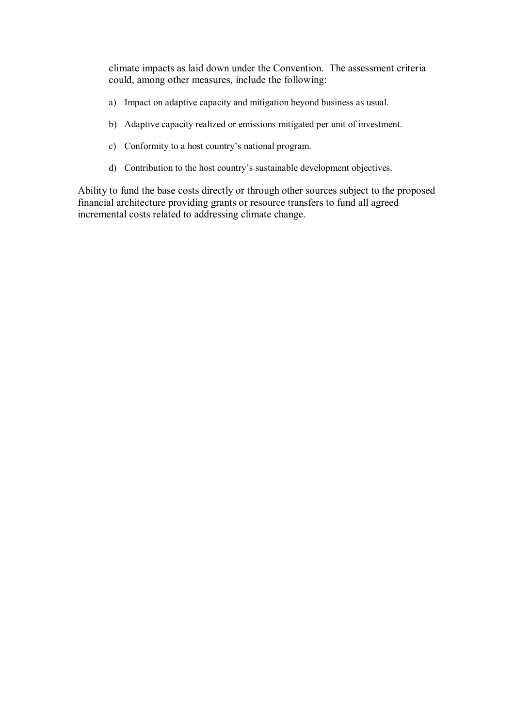climate impacts as laid down under the Convention. The assessment criteria could, among other measures, include the following:

a) Impact on adaptive capacity and mitigation beyond business as usual.

b) Adaptive capacity realized or emissions mitigated per unit of investment.

c) Conformity to a host country's national program.

d) Contribution to the host country's sustainable development objectives.

Ability to fund the base costs directly or through other sources subject to the proposed financial architecture providing grants or resource transfers to fund all agreed incremental costs related to addressing climate change.